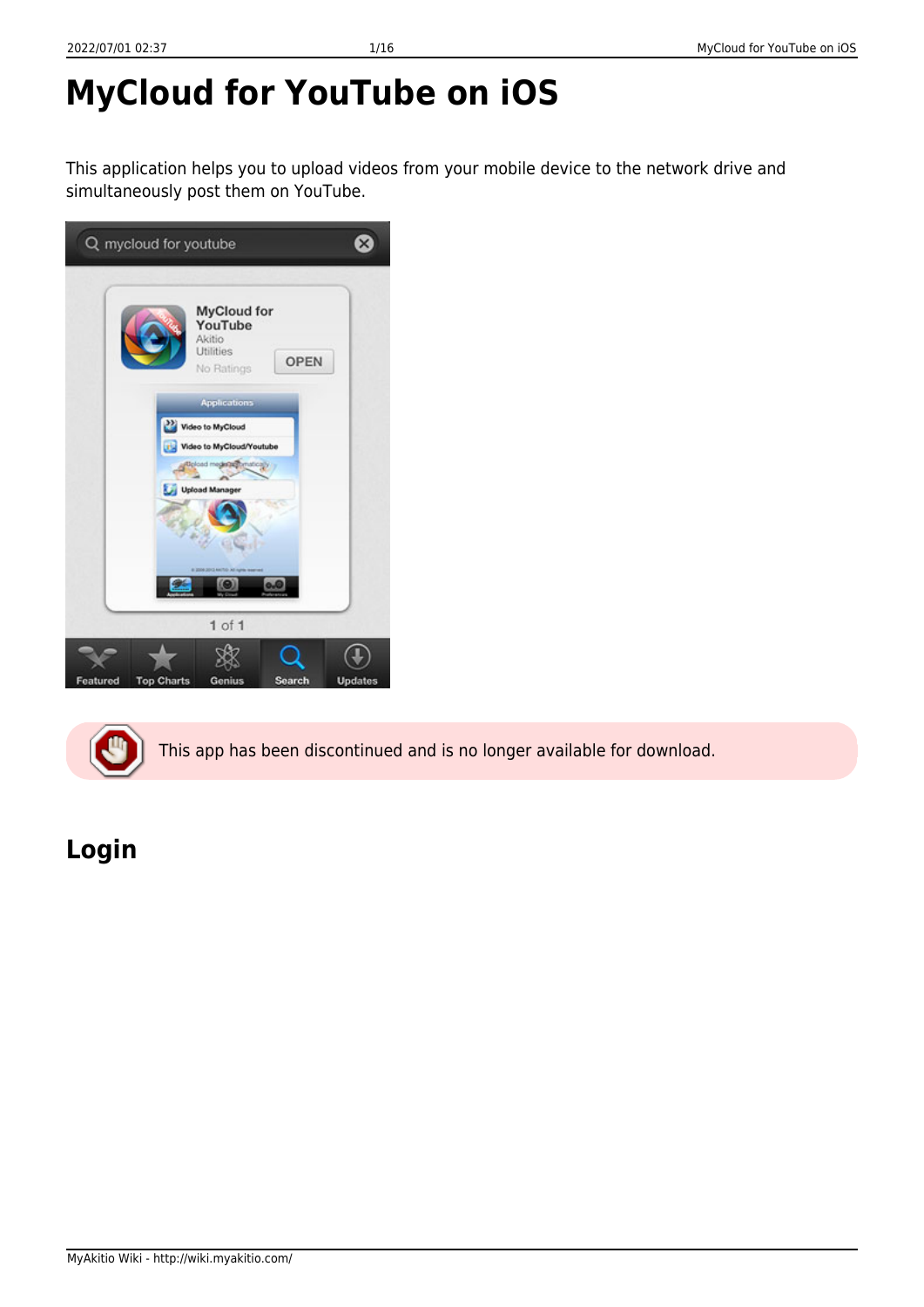# MyCloud for YouTube on iOS

This application helps you to upload videos from your mobile device to the network drive and simultaneously post them on YouTube.

This app has been discontinued and is no longer available for download.

## Login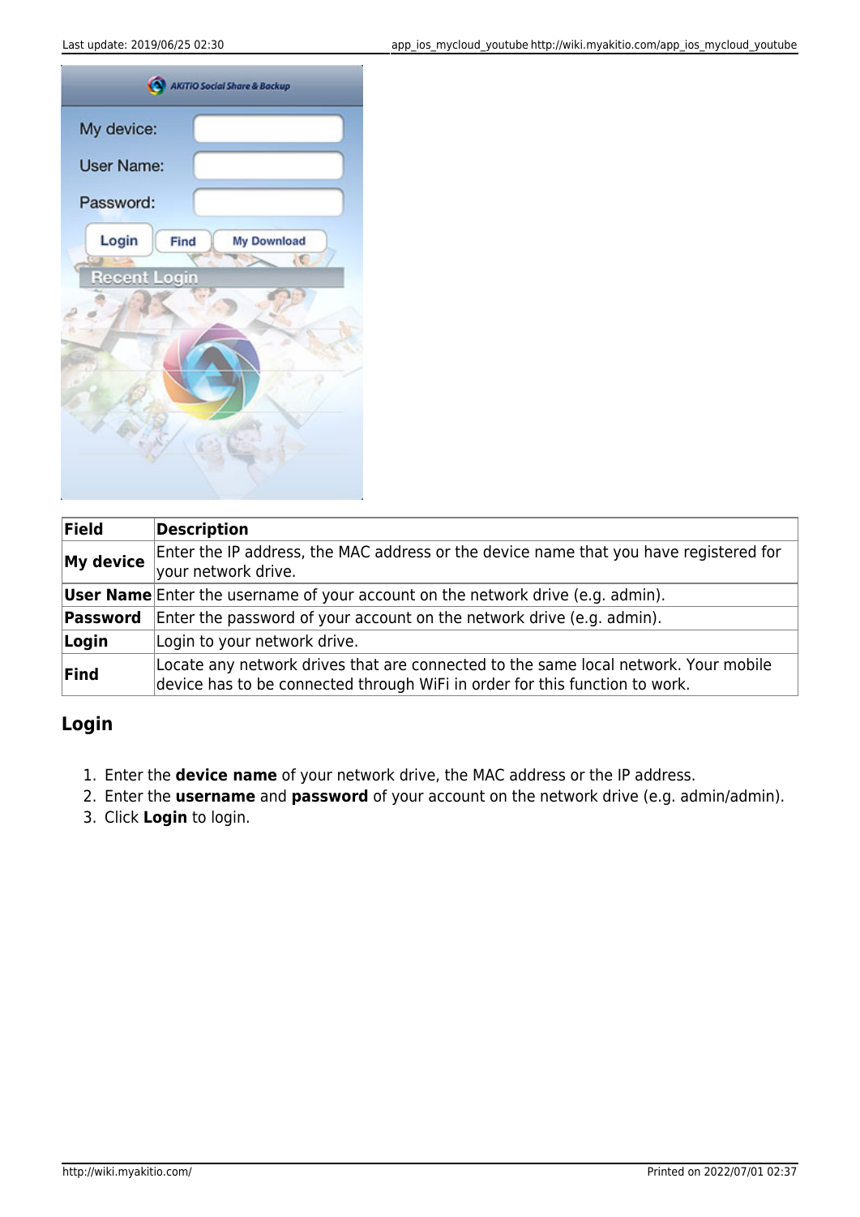| Field | Description |
|---|---|
| **My device** | Enter the IP address, the MAC address or the device name that you have registered for your network drive. |
| **User Name** | Enter the username of your account on the network drive (e.g. admin). |
| **Password** | Enter the password of your account on the network drive (e.g. admin). |
| **Login** | Login to your network drive. |
| **Find** | Locate any network drives that are connected to the same local network. Your mobile device has to be connected through WiFi in order for this function to work. |

## Login

1. Enter the **device name** of your network drive, the MAC address or the IP address.
2. Enter the **username** and **password** of your account on the network drive (e.g. admin/admin).
3. Click **Login** to login.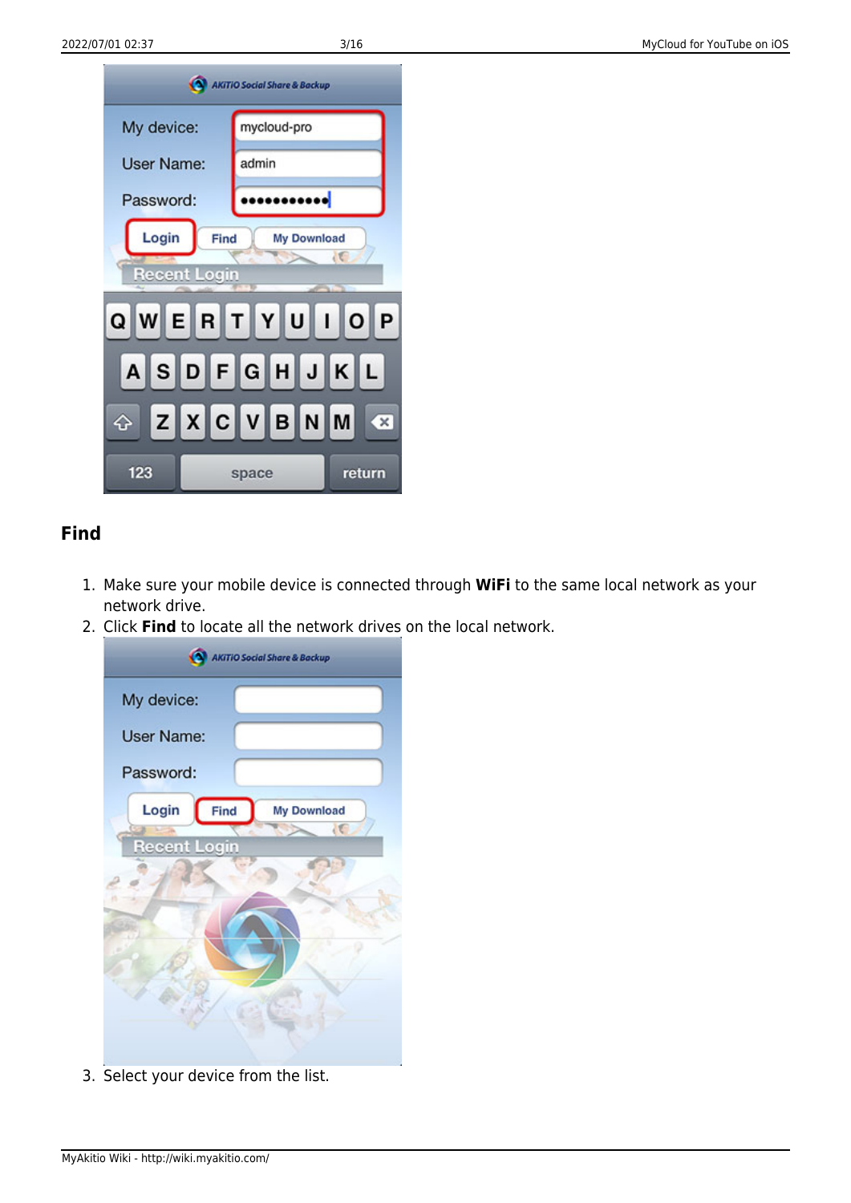## Find

1. Make sure your mobile device is connected through **WiFi** to the same local network as your network drive.
2. Click **Find** to locate all the network drives on the local network.
3. Select your device from the list.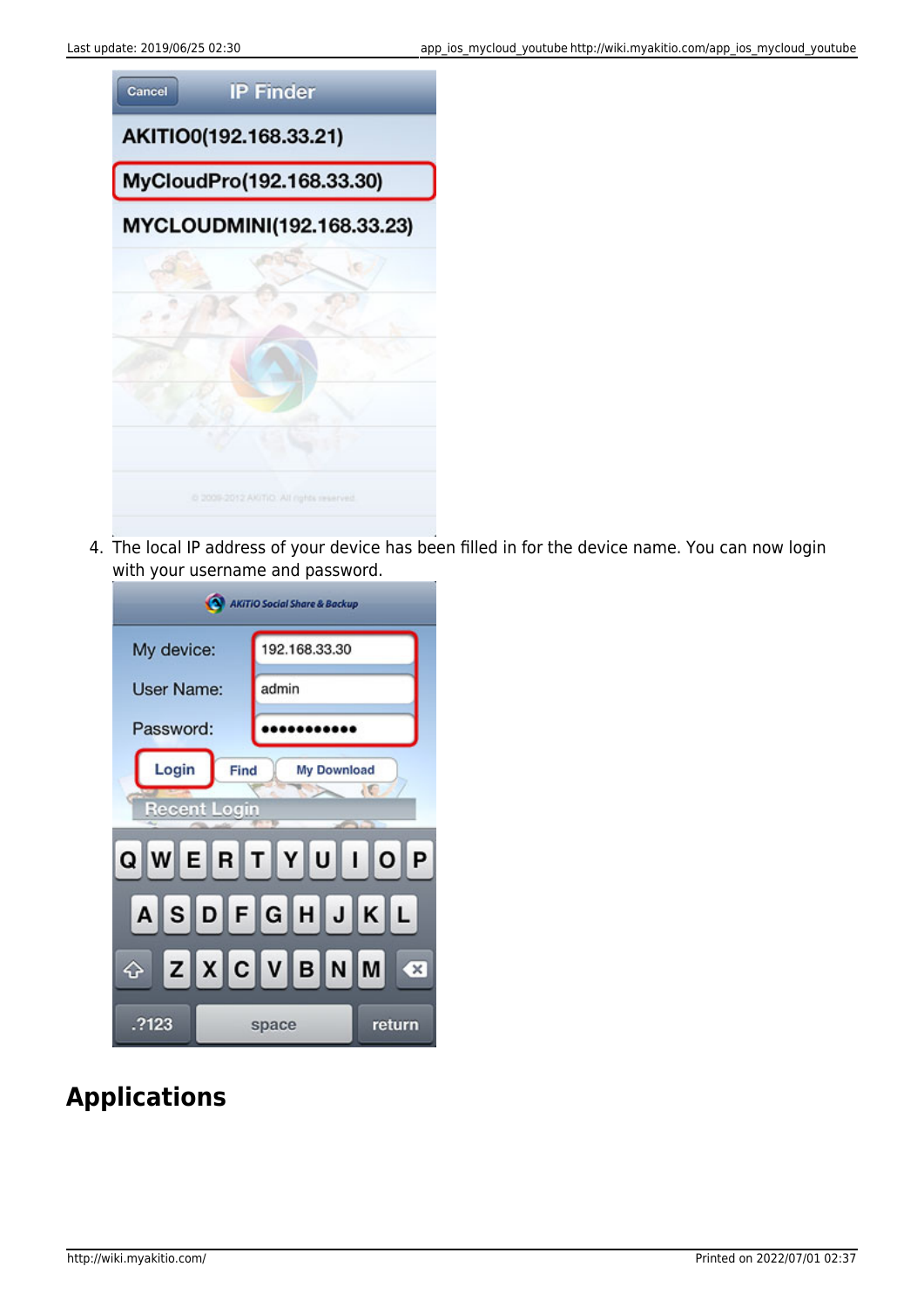4. The local IP address of your device has been filled in for the device name. You can now login with your username and password.

## Applications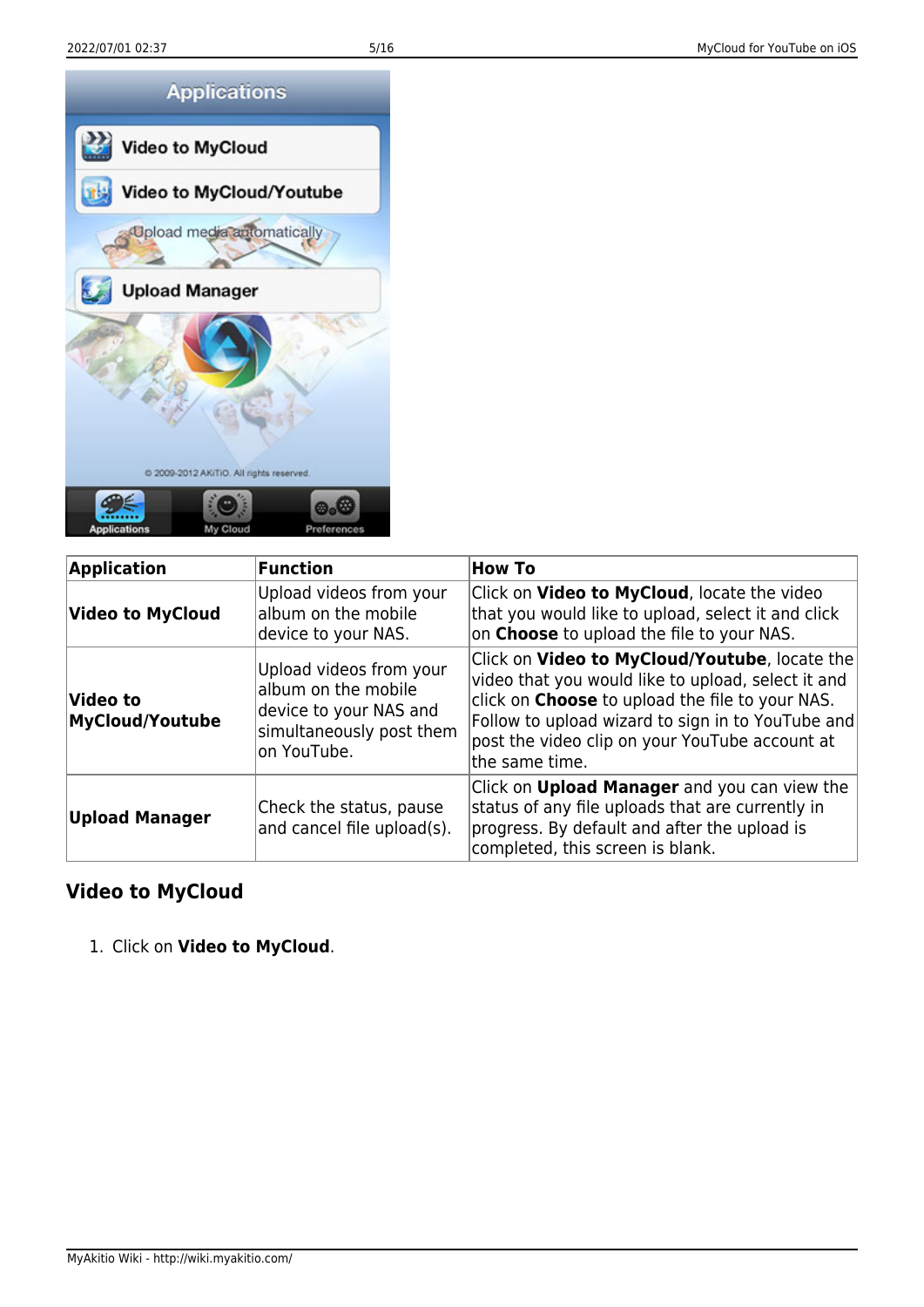| Application | Function | How To |
| --- | --- | --- |
| **Video to MyCloud** | Upload videos from your album on the mobile device to your NAS. | Click on **Video to MyCloud**, locate the video that you would like to upload, select it and click on **Choose** to upload the file to your NAS. |
| **Video to MyCloud/Youtube** | Upload videos from your album on the mobile device to your NAS and simultaneously post them on YouTube. | Click on **Video to MyCloud/Youtube**, locate the video that you would like to upload, select it and click on **Choose** to upload the file to your NAS. Follow to upload wizard to sign in to YouTube and post the video clip on your YouTube account at the same time. |
| **Upload Manager** | Check the status, pause and cancel file upload(s). | Click on **Upload Manager** and you can view the status of any file uploads that are currently in progress. By default and after the upload is completed, this screen is blank. |

## Video to MyCloud

1. Click on **Video to MyCloud**.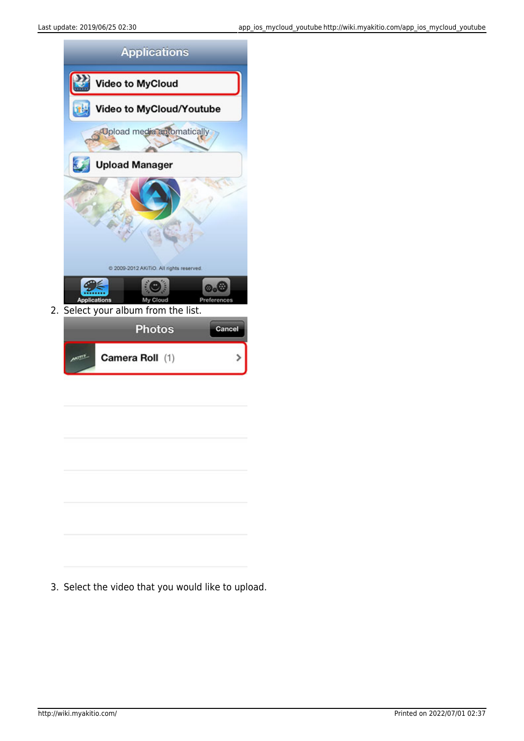2. Select your album from the list.

3. Select the video that you would like to upload.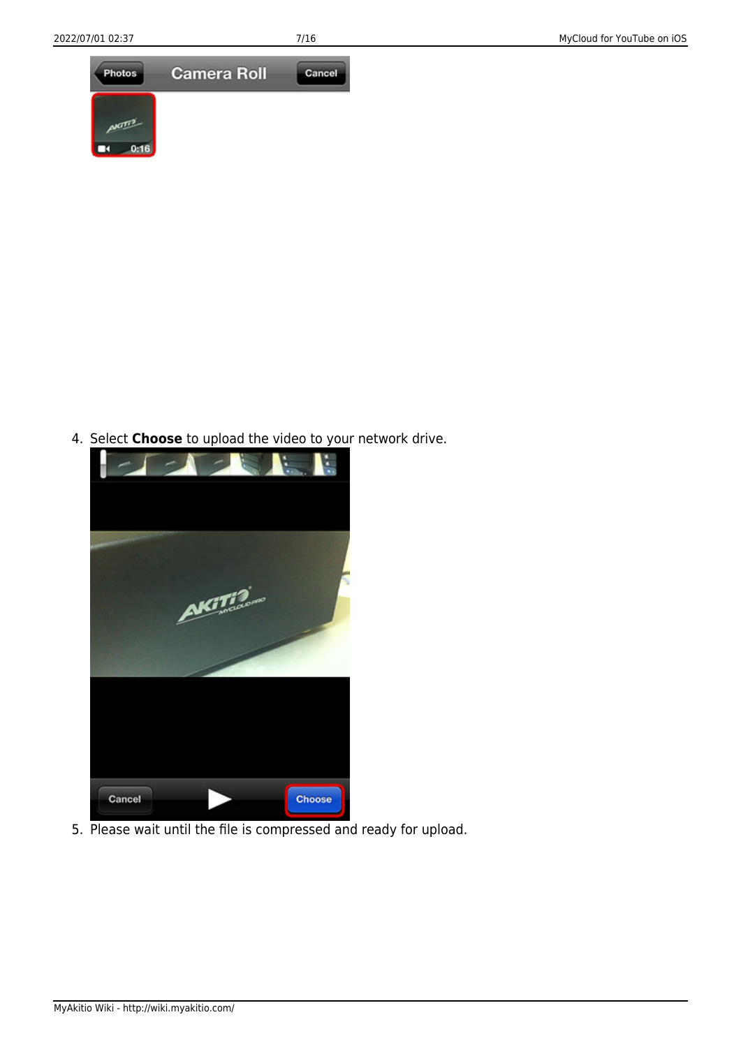4. Select **Choose** to upload the video to your network drive.

5. Please wait until the file is compressed and ready for upload.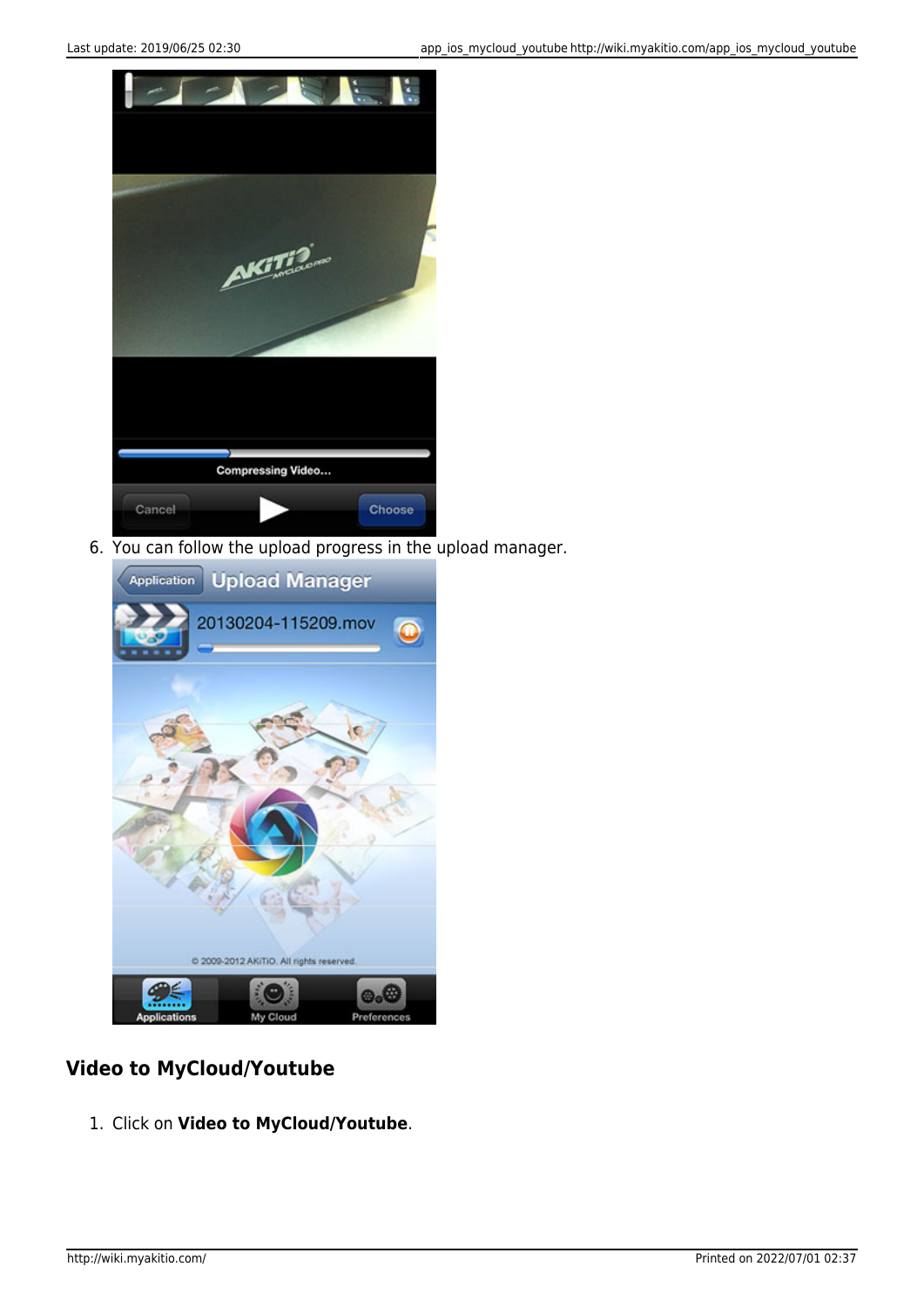6. You can follow the upload progress in the upload manager.

## Video to MyCloud/Youtube

1. Click on **Video to MyCloud/Youtube**.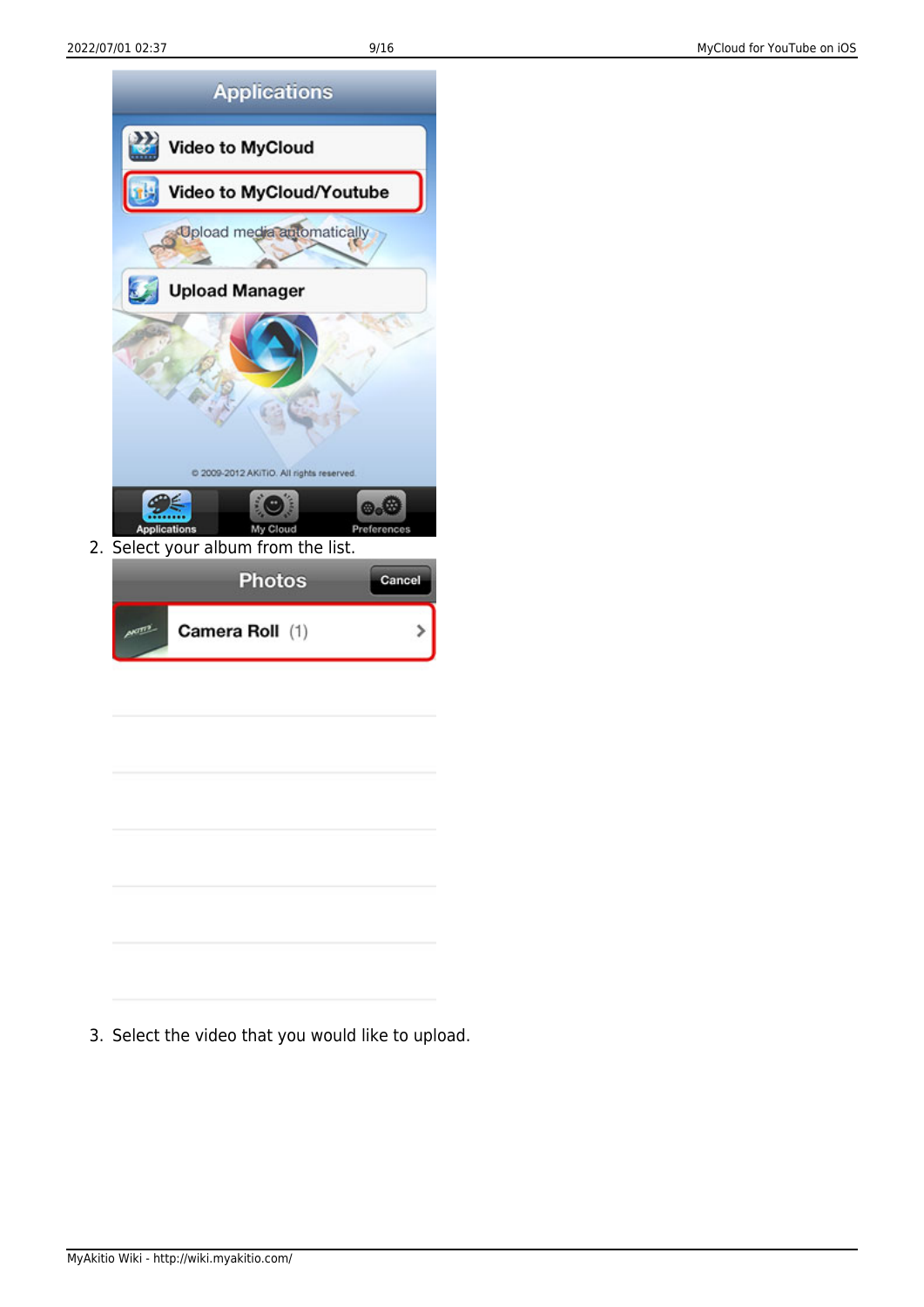2. Select your album from the list.

3. Select the video that you would like to upload.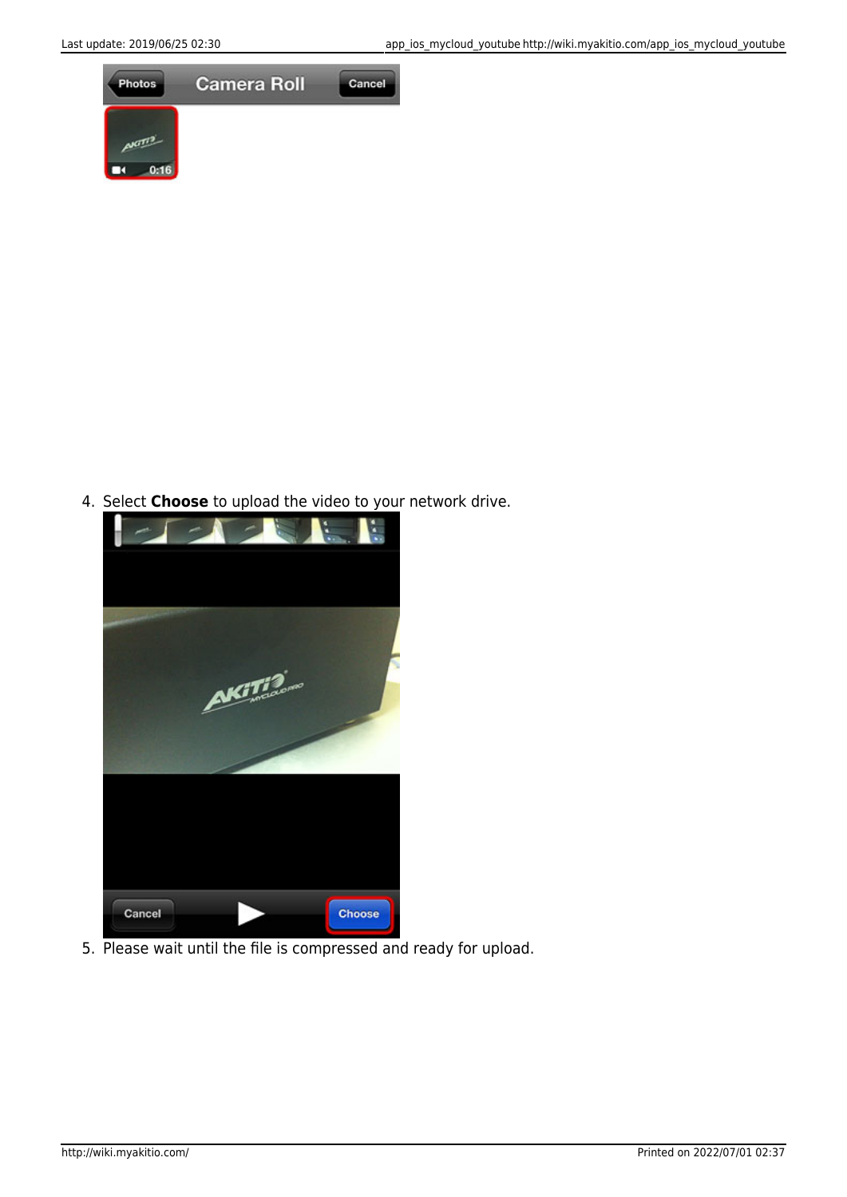4. Select **Choose** to upload the video to your network drive.
5. Please wait until the file is compressed and ready for upload.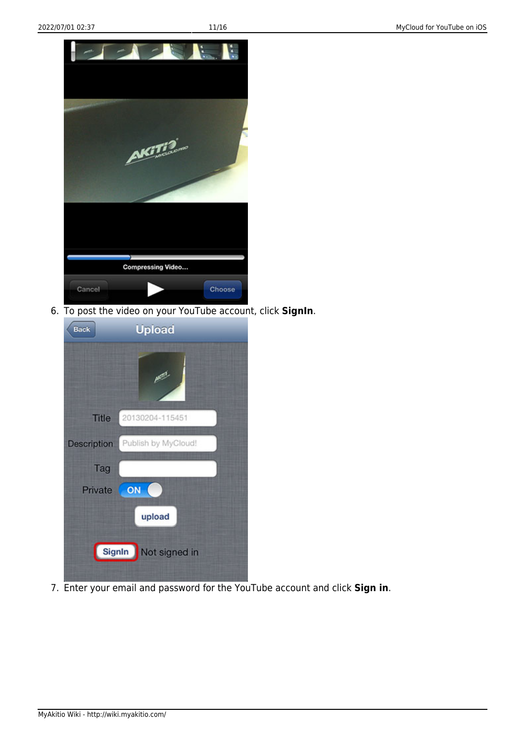6. To post the video on your YouTube account, click **SignIn**.

7. Enter your email and password for the YouTube account and click **Sign in**.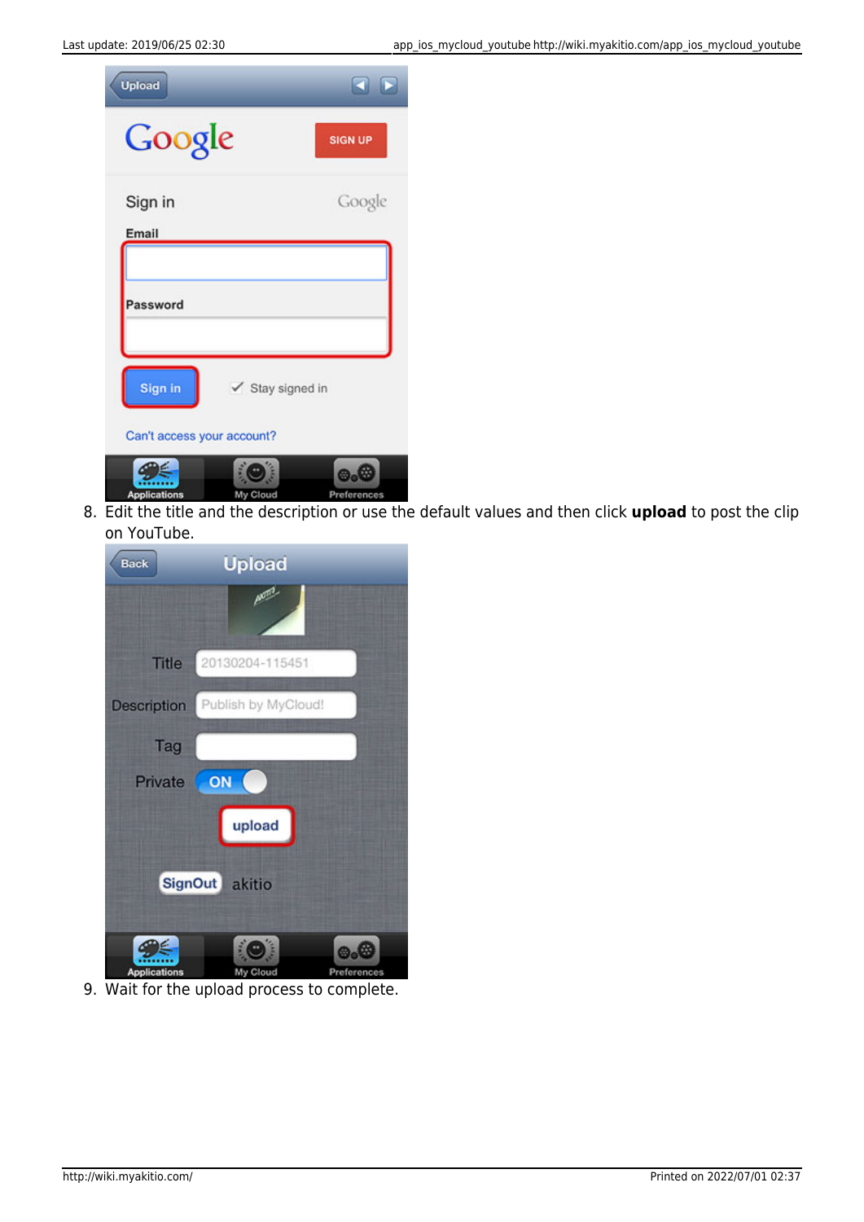8. Edit the title and the description or use the default values and then click **upload** to post the clip on YouTube.

9. Wait for the upload process to complete.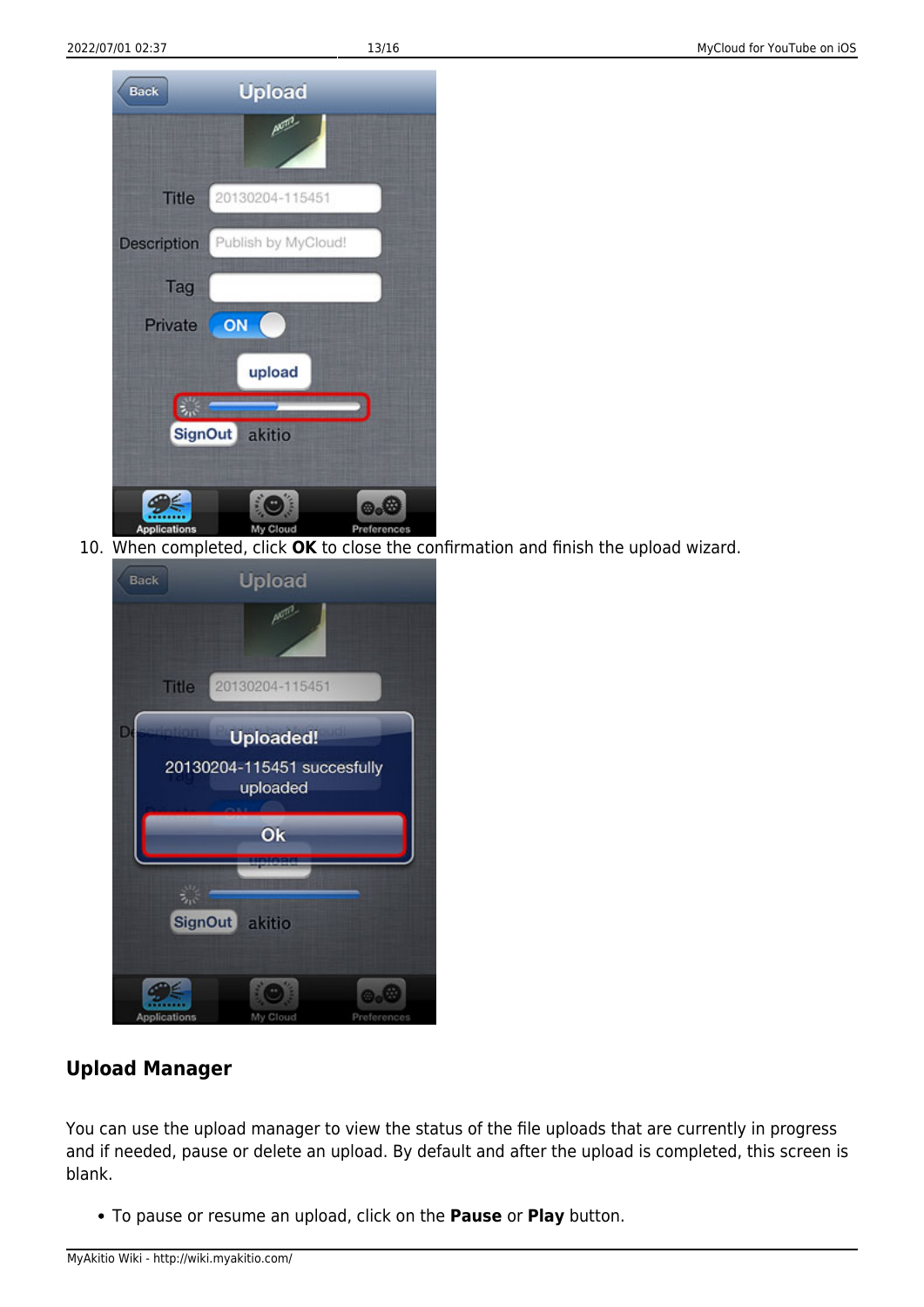10. When completed, click **OK** to close the confirmation and finish the upload wizard.

## Upload Manager

You can use the upload manager to view the status of the file uploads that are currently in progress and if needed, pause or delete an upload. By default and after the upload is completed, this screen is blank.

- To pause or resume an upload, click on the **Pause** or **Play** button.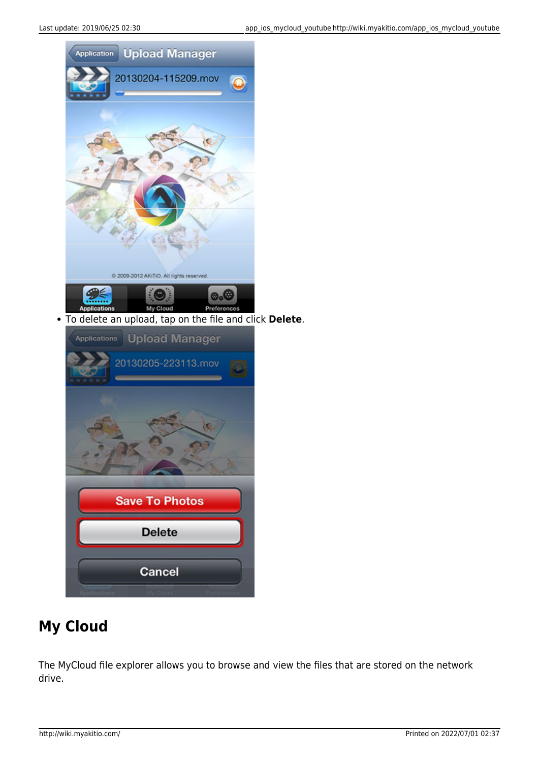- To delete an upload, tap on the file and click **Delete**.

## My Cloud

The MyCloud file explorer allows you to browse and view the files that are stored on the network drive.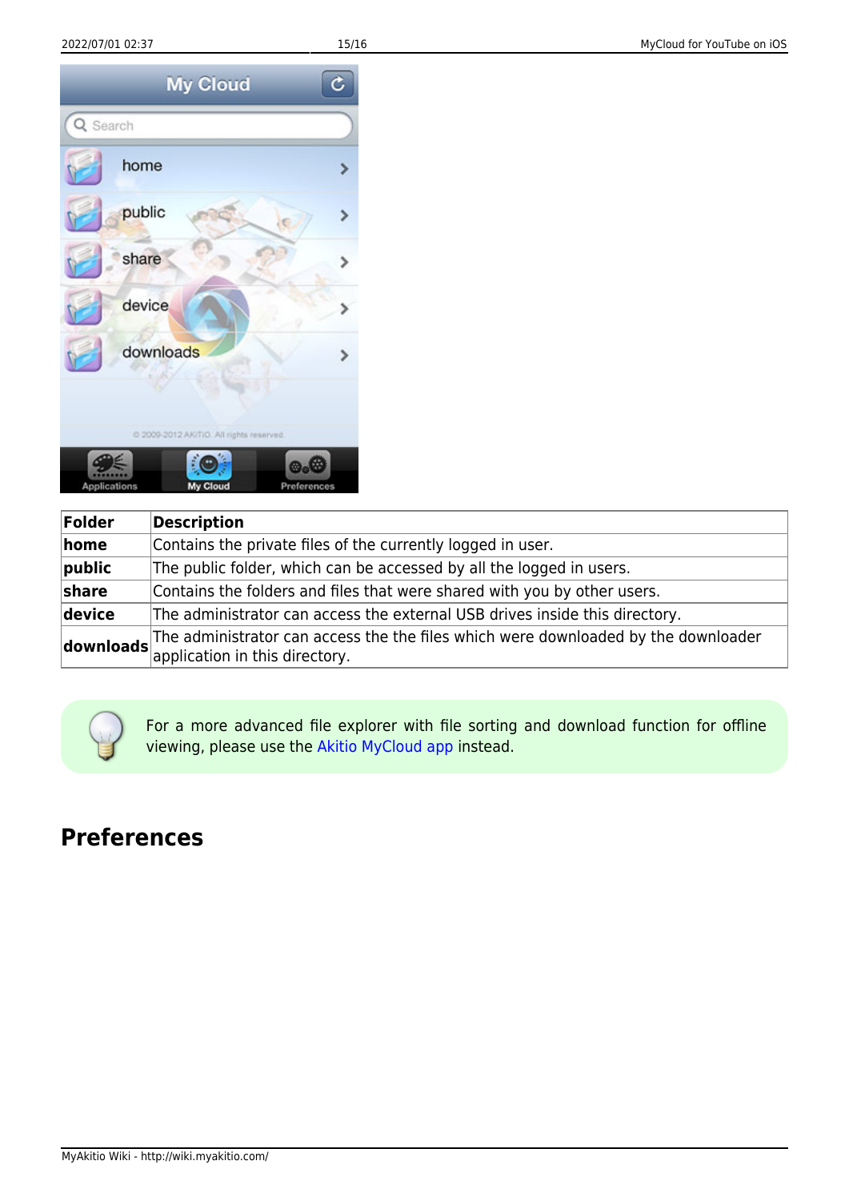| Folder | Description |
| --- | --- |
| **home** | Contains the private files of the currently logged in user. |
| **public** | The public folder, which can be accessed by all the logged in users. |
| **share** | Contains the folders and files that were shared with you by other users. |
| **device** | The administrator can access the external USB drives inside this directory. |
| **downloads** | The administrator can access the the files which were downloaded by the downloader application in this directory. |

For a more advanced file explorer with file sorting and download function for offline viewing, please use the Akitio MyCloud app instead.

## Preferences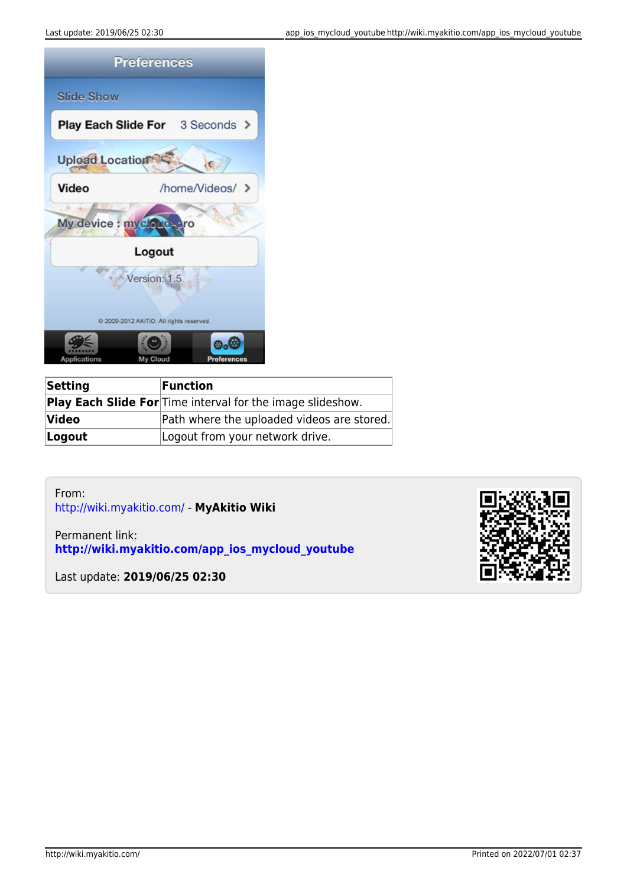| Setting | Function |
| --- | --- |
| **Play Each Slide For** | Time interval for the image slideshow. |
| **Video** | Path where the uploaded videos are stored. |
| **Logout** | Logout from your network drive. |

From:
http://wiki.myakitio.com/ - **MyAkitio Wiki**

Permanent link:
**http://wiki.myakitio.com/app_ios_mycloud_youtube**

Last update: **2019/06/25 02:30**